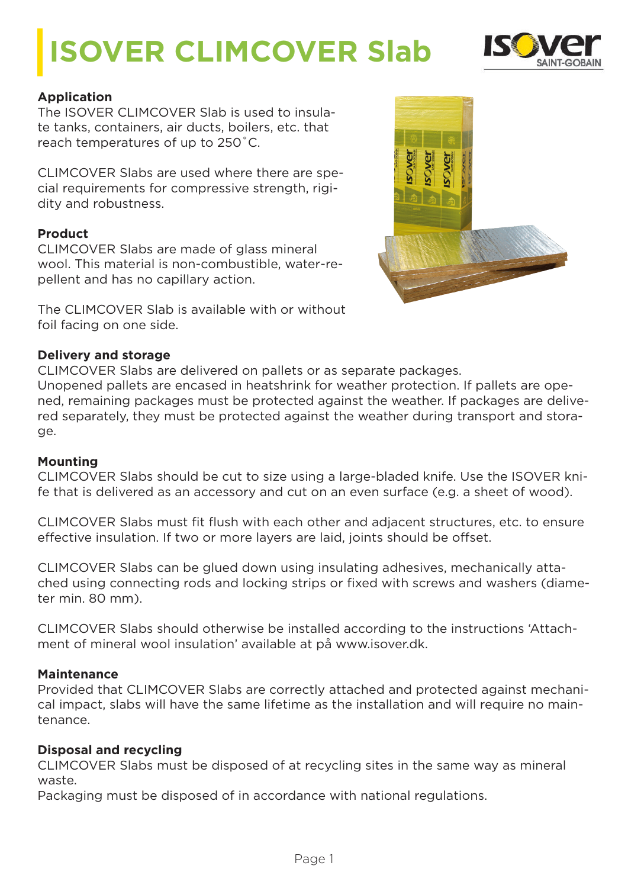# ISOVER CLIMCOVER Slab

### Application

The ISOVER CLIMCOVER Slab is used to insulate tanks, containers, air ducts, boilers, etc. that reach temperatures of up to 250˚C.

CLIMCOVER Slabs are used where there are special requirements for compressive strength, rigidity and robustness.

### Product

CLIMCOVER Slabs are made of glass mineral wool. This material is non-combustible, water-repellent and has no capillary action.

The CLIMCOVER Slab is available with or without foil facing on one side.

### Delivery and storage

CLIMCOVER Slabs are delivered on pallets or as separate packages.
Unopened pallets are encased in heatshrink for weather protection. If pallets are opened, remaining packages must be protected against the weather. If packages are delivered separately, they must be protected against the weather during transport and storage.

### Mounting

CLIMCOVER Slabs should be cut to size using a large-bladed knife. Use the ISOVER knife that is delivered as an accessory and cut on an even surface (e.g. a sheet of wood).

CLIMCOVER Slabs must fit flush with each other and adjacent structures, etc. to ensure effective insulation. If two or more layers are laid, joints should be offset.

CLIMCOVER Slabs can be glued down using insulating adhesives, mechanically attached using connecting rods and locking strips or fixed with screws and washers (diameter min. 80 mm).

CLIMCOVER Slabs should otherwise be installed according to the instructions 'Attachment of mineral wool insulation' available at på www.isover.dk.

### Maintenance

Provided that CLIMCOVER Slabs are correctly attached and protected against mechanical impact, slabs will have the same lifetime as the installation and will require no maintenance.

### Disposal and recycling

CLIMCOVER Slabs must be disposed of at recycling sites in the same way as mineral waste.
Packaging must be disposed of in accordance with national regulations.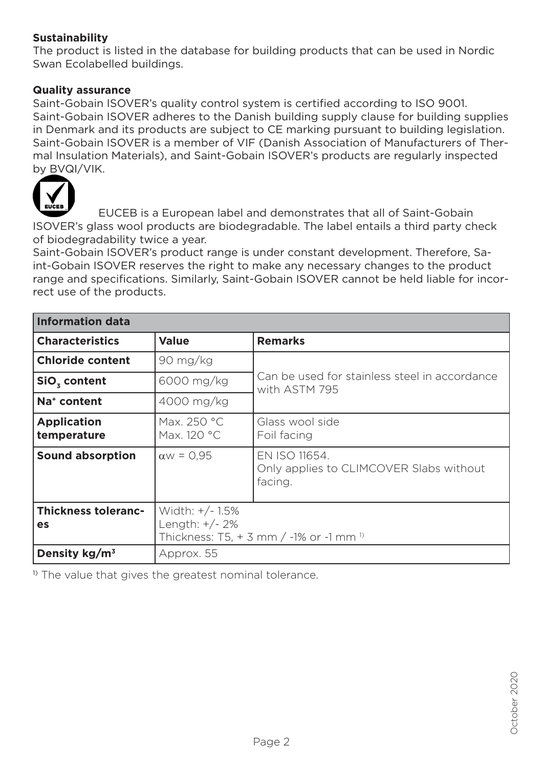**Sustainability**
The product is listed in the database for building products that can be used in Nordic Swan Ecolabelled buildings.

**Quality assurance**
Saint-Gobain ISOVER's quality control system is certified according to ISO 9001.
Saint-Gobain ISOVER adheres to the Danish building supply clause for building supplies in Denmark and its products are subject to CE marking pursuant to building legislation.
Saint-Gobain ISOVER is a member of VIF (Danish Association of Manufacturers of Thermal Insulation Materials), and Saint-Gobain ISOVER's products are regularly inspected by BVQI/VIK.

EUCEB is a European label and demonstrates that all of Saint-Gobain ISOVER's glass wool products are biodegradable. The label entails a third party check of biodegradability twice a year.
Saint-Gobain ISOVER's product range is under constant development. Therefore, Saint-Gobain ISOVER reserves the right to make any necessary changes to the product range and specifications. Similarly, Saint-Gobain ISOVER cannot be held liable for incorrect use of the products.

| Information data | | |
|---|---|---|
| **Characteristics** | **Value** | **Remarks** |
| **Chloride content** | 90 mg/kg | Can be used for stainless steel in accordance with ASTM 795 |
| **$SiO_3$ content** | 6000 mg/kg | |
| **$Na^+$ content** | 4000 mg/kg | |
| **Application temperature** | Max. 250 °C<br>Max. 120 °C | Glass wool side<br>Foil facing |
| **Sound absorption** | $\alpha w$ = 0,95 | EN ISO 11654.<br>Only applies to CLIMCOVER Slabs without facing. |
| **Thickness tolerances** | Width: +/- 1.5%<br>Length: +/- 2%<br>Thickness: T5, + 3 mm / -1% or -1 mm [1] | |
| **Density kg/m³** | Approx. 55 | |

[1] The value that gives the greatest nominal tolerance.

October 2020